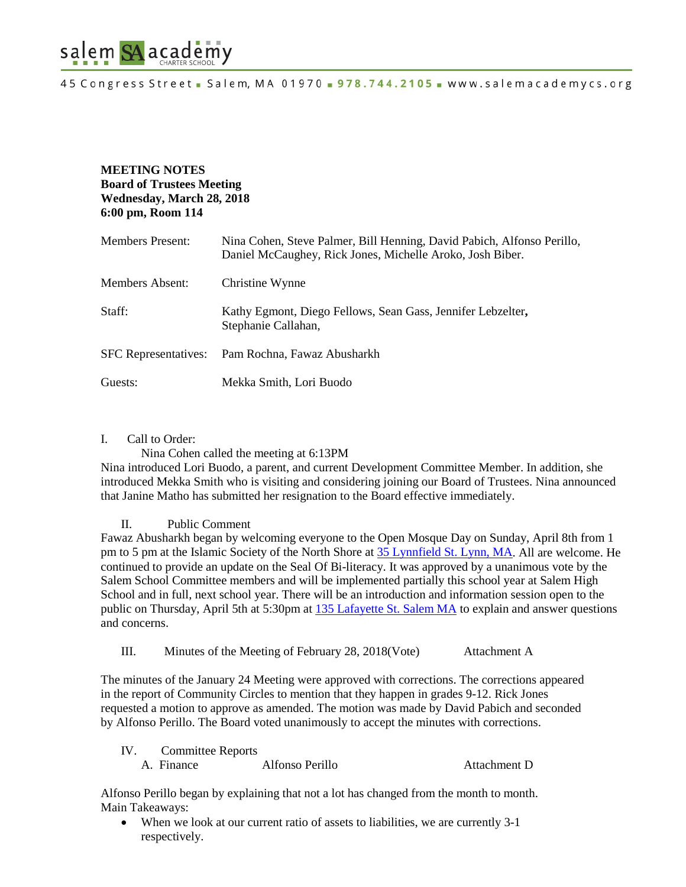salem SA academy CHARTER SCHOOL

45 Congress Street ▪ Salem, MA 01970 ▪ 978.744.2105 ▪ www.salemacademycs.org

**MEETING NOTES**
**Board of Trustees Meeting**
**Wednesday, March 28, 2018**
**6:00 pm, Room 114**

| | |
|---|---|
| Members Present: | Nina Cohen, Steve Palmer, Bill Henning, David Pabich, Alfonso Perillo, Daniel McCaughey, Rick Jones, Michelle Aroko, Josh Biber. |
| Members Absent: | Christine Wynne |
| Staff: | Kathy Egmont, Diego Fellows, Sean Gass, Jennifer Lebzelter, Stephanie Callahan, |
| SFC Representatives: | Pam Rochna, Fawaz Abusharkh |
| Guests: | Mekka Smith, Lori Buodo |

I. Call to Order:

Nina Cohen called the meeting at 6:13PM

Nina introduced Lori Buodo, a parent, and current Development Committee Member. In addition, she introduced Mekka Smith who is visiting and considering joining our Board of Trustees. Nina announced that Janine Matho has submitted her resignation to the Board effective immediately.

II. Public Comment

Fawaz Abusharkh began by welcoming everyone to the Open Mosque Day on Sunday, April 8th from 1 pm to 5 pm at the Islamic Society of the North Shore at [35 Lynnfield St. Lynn, MA](). All are welcome. He continued to provide an update on the Seal Of Bi-literacy. It was approved by a unanimous vote by the Salem School Committee members and will be implemented partially this school year at Salem High School and in full, next school year. There will be an introduction and information session open to the public on Thursday, April 5th at 5:30pm at [135 Lafayette St. Salem MA]() to explain and answer questions and concerns.

III. Minutes of the Meeting of February 28, 2018(Vote) Attachment A

The minutes of the January 24 Meeting were approved with corrections. The corrections appeared in the report of Community Circles to mention that they happen in grades 9-12. Rick Jones requested a motion to approve as amended. The motion was made by David Pabich and seconded by Alfonso Perillo. The Board voted unanimously to accept the minutes with corrections.

IV. Committee Reports

A. Finance Alfonso Perillo Attachment D

Alfonso Perillo began by explaining that not a lot has changed from the month to month.
Main Takeaways:

- When we look at our current ratio of assets to liabilities, we are currently 3-1 respectively.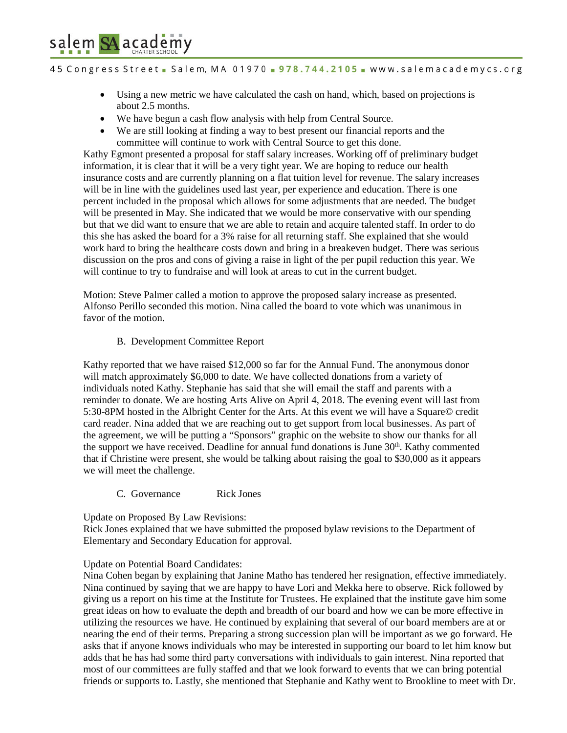- Using a new metric we have calculated the cash on hand, which, based on projections is about 2.5 months.
- We have begun a cash flow analysis with help from Central Source.
- We are still looking at finding a way to best present our financial reports and the committee will continue to work with Central Source to get this done.

Kathy Egmont presented a proposal for staff salary increases. Working off of preliminary budget information, it is clear that it will be a very tight year. We are hoping to reduce our health insurance costs and are currently planning on a flat tuition level for revenue. The salary increases will be in line with the guidelines used last year, per experience and education. There is one percent included in the proposal which allows for some adjustments that are needed. The budget will be presented in May. She indicated that we would be more conservative with our spending but that we did want to ensure that we are able to retain and acquire talented staff. In order to do this she has asked the board for a 3% raise for all returning staff. She explained that she would work hard to bring the healthcare costs down and bring in a breakeven budget. There was serious discussion on the pros and cons of giving a raise in light of the per pupil reduction this year. We will continue to try to fundraise and will look at areas to cut in the current budget.

Motion: Steve Palmer called a motion to approve the proposed salary increase as presented. Alfonso Perillo seconded this motion. Nina called the board to vote which was unanimous in favor of the motion.

B. Development Committee Report

Kathy reported that we have raised $12,000 so far for the Annual Fund. The anonymous donor will match approximately $6,000 to date. We have collected donations from a variety of individuals noted Kathy. Stephanie has said that she will email the staff and parents with a reminder to donate. We are hosting Arts Alive on April 4, 2018. The evening event will last from 5:30-8PM hosted in the Albright Center for the Arts. At this event we will have a Square© credit card reader. Nina added that we are reaching out to get support from local businesses. As part of the agreement, we will be putting a "Sponsors" graphic on the website to show our thanks for all the support we have received. Deadline for annual fund donations is June 30th. Kathy commented that if Christine were present, she would be talking about raising the goal to $30,000 as it appears we will meet the challenge.

C. Governance Rick Jones

Update on Proposed By Law Revisions:
Rick Jones explained that we have submitted the proposed bylaw revisions to the Department of Elementary and Secondary Education for approval.

Update on Potential Board Candidates:
Nina Cohen began by explaining that Janine Matho has tendered her resignation, effective immediately. Nina continued by saying that we are happy to have Lori and Mekka here to observe. Rick followed by giving us a report on his time at the Institute for Trustees. He explained that the institute gave him some great ideas on how to evaluate the depth and breadth of our board and how we can be more effective in utilizing the resources we have. He continued by explaining that several of our board members are at or nearing the end of their terms. Preparing a strong succession plan will be important as we go forward. He asks that if anyone knows individuals who may be interested in supporting our board to let him know but adds that he has had some third party conversations with individuals to gain interest. Nina reported that most of our committees are fully staffed and that we look forward to events that we can bring potential friends or supports to. Lastly, she mentioned that Stephanie and Kathy went to Brookline to meet with Dr.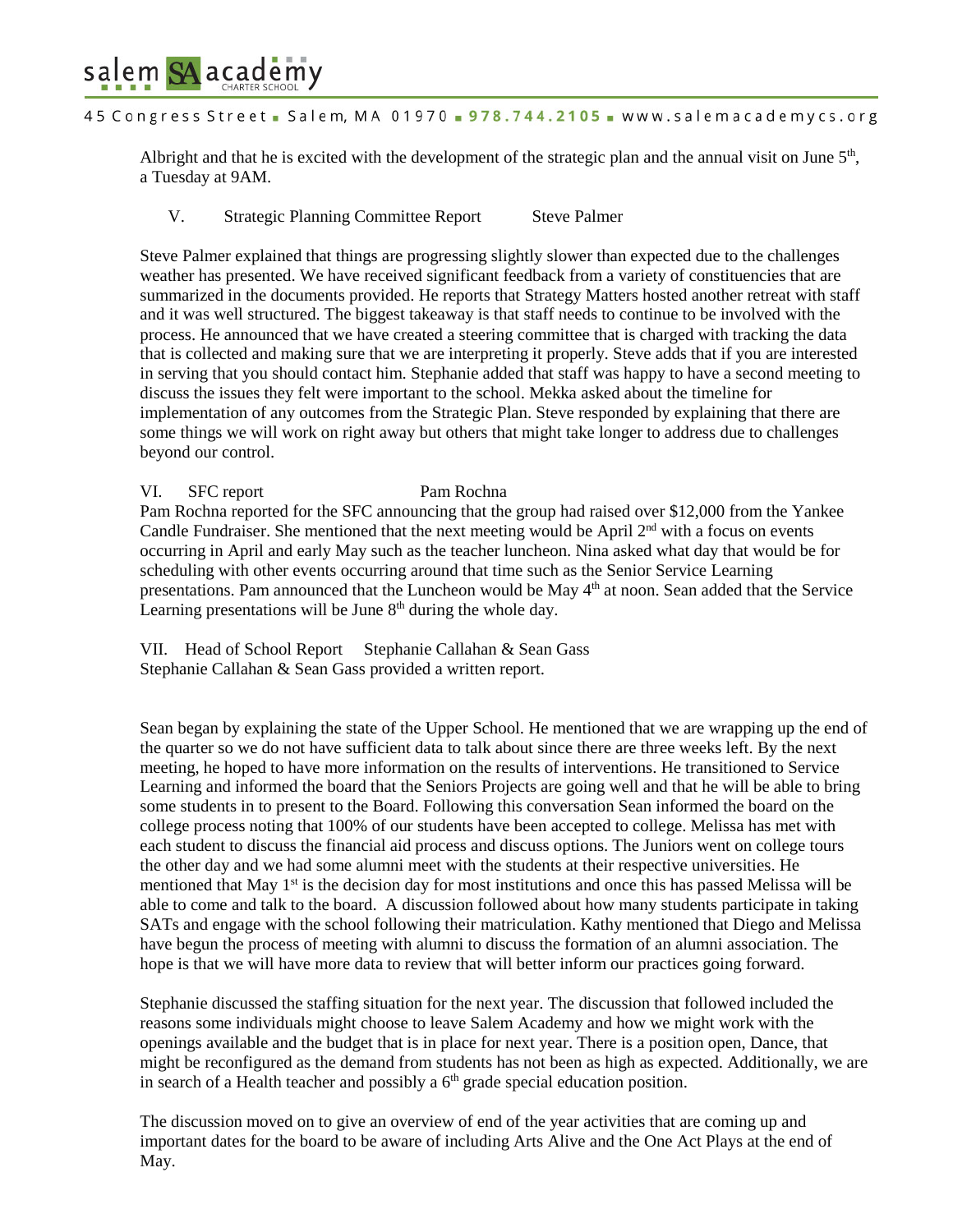Albright and that he is excited with the development of the strategic plan and the annual visit on June 5th, a Tuesday at 9AM.

V. Strategic Planning Committee Report Steve Palmer

Steve Palmer explained that things are progressing slightly slower than expected due to the challenges weather has presented. We have received significant feedback from a variety of constituencies that are summarized in the documents provided. He reports that Strategy Matters hosted another retreat with staff and it was well structured. The biggest takeaway is that staff needs to continue to be involved with the process. He announced that we have created a steering committee that is charged with tracking the data that is collected and making sure that we are interpreting it properly. Steve adds that if you are interested in serving that you should contact him. Stephanie added that staff was happy to have a second meeting to discuss the issues they felt were important to the school. Mekka asked about the timeline for implementation of any outcomes from the Strategic Plan. Steve responded by explaining that there are some things we will work on right away but others that might take longer to address due to challenges beyond our control.

VI. SFC report Pam Rochna

Pam Rochna reported for the SFC announcing that the group had raised over $12,000 from the Yankee Candle Fundraiser. She mentioned that the next meeting would be April 2nd with a focus on events occurring in April and early May such as the teacher luncheon. Nina asked what day that would be for scheduling with other events occurring around that time such as the Senior Service Learning presentations. Pam announced that the Luncheon would be May 4th at noon. Sean added that the Service Learning presentations will be June 8th during the whole day.

VII. Head of School Report Stephanie Callahan & Sean Gass

Stephanie Callahan & Sean Gass provided a written report.

Sean began by explaining the state of the Upper School. He mentioned that we are wrapping up the end of the quarter so we do not have sufficient data to talk about since there are three weeks left. By the next meeting, he hoped to have more information on the results of interventions. He transitioned to Service Learning and informed the board that the Seniors Projects are going well and that he will be able to bring some students in to present to the Board. Following this conversation Sean informed the board on the college process noting that 100% of our students have been accepted to college. Melissa has met with each student to discuss the financial aid process and discuss options. The Juniors went on college tours the other day and we had some alumni meet with the students at their respective universities. He mentioned that May 1st is the decision day for most institutions and once this has passed Melissa will be able to come and talk to the board. A discussion followed about how many students participate in taking SATs and engage with the school following their matriculation. Kathy mentioned that Diego and Melissa have begun the process of meeting with alumni to discuss the formation of an alumni association. The hope is that we will have more data to review that will better inform our practices going forward.

Stephanie discussed the staffing situation for the next year. The discussion that followed included the reasons some individuals might choose to leave Salem Academy and how we might work with the openings available and the budget that is in place for next year. There is a position open, Dance, that might be reconfigured as the demand from students has not been as high as expected. Additionally, we are in search of a Health teacher and possibly a 6th grade special education position.

The discussion moved on to give an overview of end of the year activities that are coming up and important dates for the board to be aware of including Arts Alive and the One Act Plays at the end of May.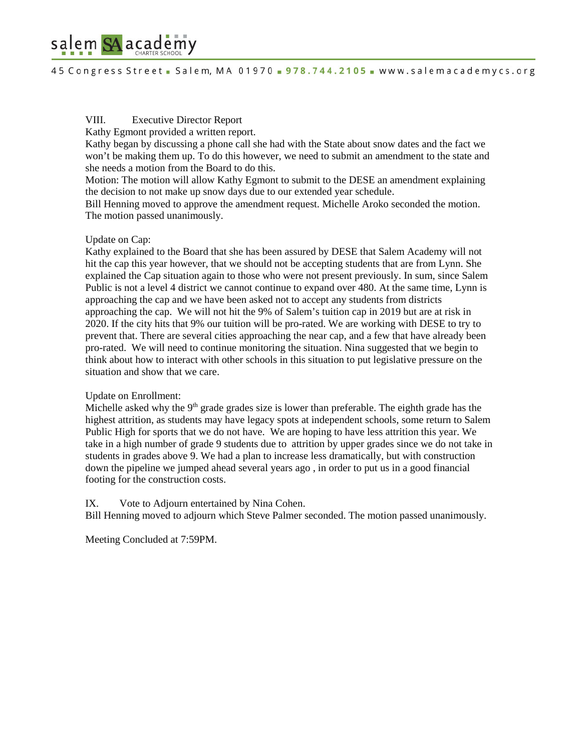VIII. Executive Director Report

Kathy Egmont provided a written report.

Kathy began by discussing a phone call she had with the State about snow dates and the fact we won't be making them up. To do this however, we need to submit an amendment to the state and she needs a motion from the Board to do this.

Motion: The motion will allow Kathy Egmont to submit to the DESE an amendment explaining the decision to not make up snow days due to our extended year schedule.

Bill Henning moved to approve the amendment request. Michelle Aroko seconded the motion. The motion passed unanimously.

Update on Cap:

Kathy explained to the Board that she has been assured by DESE that Salem Academy will not hit the cap this year however, that we should not be accepting students that are from Lynn. She explained the Cap situation again to those who were not present previously. In sum, since Salem Public is not a level 4 district we cannot continue to expand over 480. At the same time, Lynn is approaching the cap and we have been asked not to accept any students from districts approaching the cap. We will not hit the 9% of Salem's tuition cap in 2019 but are at risk in 2020. If the city hits that 9% our tuition will be pro-rated. We are working with DESE to try to prevent that. There are several cities approaching the near cap, and a few that have already been pro-rated. We will need to continue monitoring the situation. Nina suggested that we begin to think about how to interact with other schools in this situation to put legislative pressure on the situation and show that we care.

Update on Enrollment:

Michelle asked why the 9th grade grades size is lower than preferable. The eighth grade has the highest attrition, as students may have legacy spots at independent schools, some return to Salem Public High for sports that we do not have. We are hoping to have less attrition this year. We take in a high number of grade 9 students due to attrition by upper grades since we do not take in students in grades above 9. We had a plan to increase less dramatically, but with construction down the pipeline we jumped ahead several years ago , in order to put us in a good financial footing for the construction costs.

IX. Vote to Adjourn entertained by Nina Cohen.

Bill Henning moved to adjourn which Steve Palmer seconded. The motion passed unanimously.

Meeting Concluded at 7:59PM.